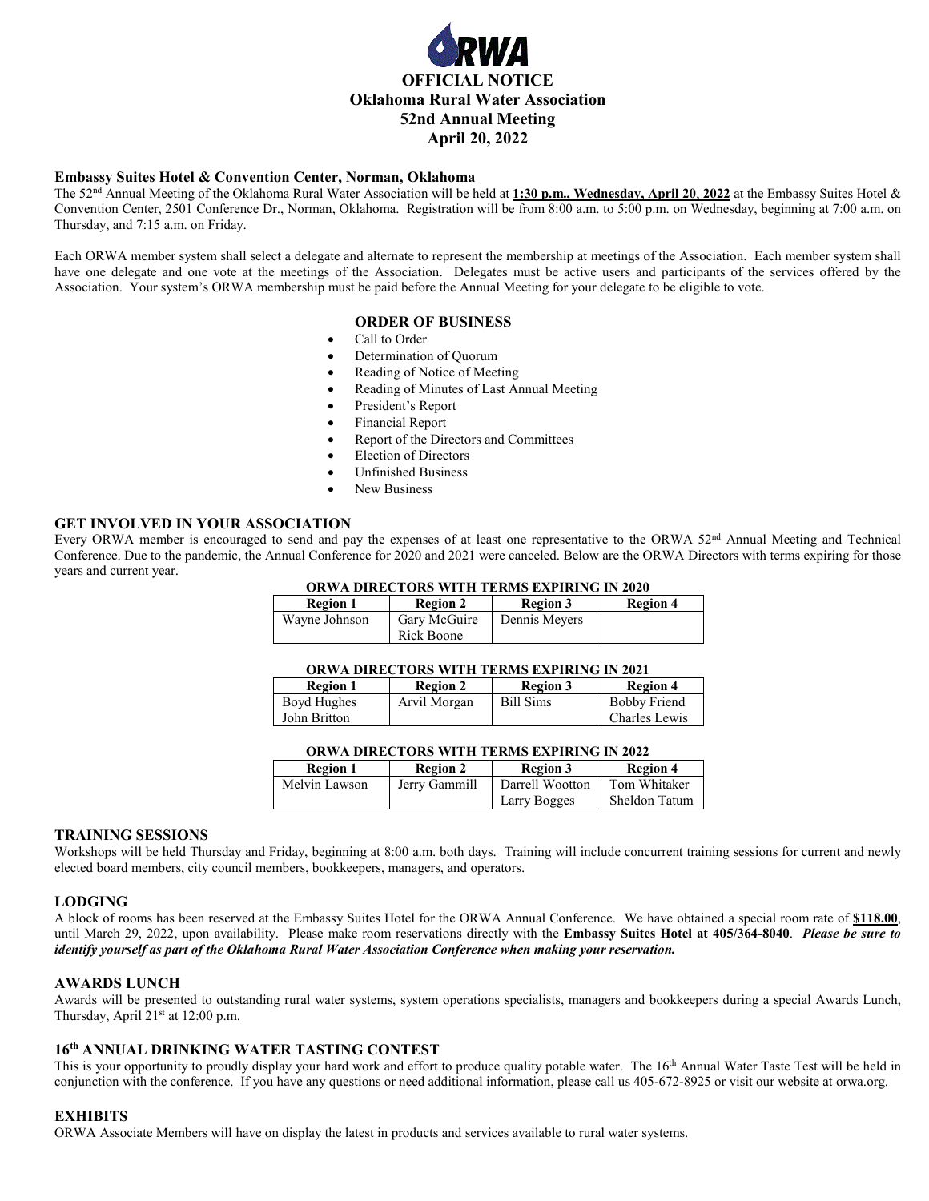# OFFICIAL NOTICE
# Oklahoma Rural Water Association
# 52nd Annual Meeting
# April 20, 2022

## Embassy Suites Hotel & Convention Center, Norman, Oklahoma

The 52nd Annual Meeting of the Oklahoma Rural Water Association will be held at **1:30 p.m., Wednesday, April 20, 2022** at the Embassy Suites Hotel & Convention Center, 2501 Conference Dr., Norman, Oklahoma. Registration will be from 8:00 a.m. to 5:00 p.m. on Wednesday, beginning at 7:00 a.m. on Thursday, and 7:15 a.m. on Friday.

Each ORWA member system shall select a delegate and alternate to represent the membership at meetings of the Association. Each member system shall have one delegate and one vote at the meetings of the Association. Delegates must be active users and participants of the services offered by the Association. Your system's ORWA membership must be paid before the Annual Meeting for your delegate to be eligible to vote.

### ORDER OF BUSINESS

- Call to Order
- Determination of Quorum
- Reading of Notice of Meeting
- Reading of Minutes of Last Annual Meeting
- President's Report
- Financial Report
- Report of the Directors and Committees
- Election of Directors
- Unfinished Business
- New Business

## GET INVOLVED IN YOUR ASSOCIATION

Every ORWA member is encouraged to send and pay the expenses of at least one representative to the ORWA 52nd Annual Meeting and Technical Conference. Due to the pandemic, the Annual Conference for 2020 and 2021 were canceled. Below are the ORWA Directors with terms expiring for those years and current year.

**ORWA DIRECTORS WITH TERMS EXPIRING IN 2020**

| Region 1 | Region 2 | Region 3 | Region 4 |
|---|---|---|---|
| Wayne Johnson | Gary McGuire<br>Rick Boone | Dennis Meyers | |

**ORWA DIRECTORS WITH TERMS EXPIRING IN 2021**

| Region 1 | Region 2 | Region 3 | Region 4 |
|---|---|---|---|
| Boyd Hughes<br>John Britton | Arvil Morgan | Bill Sims | Bobby Friend<br>Charles Lewis |

**ORWA DIRECTORS WITH TERMS EXPIRING IN 2022**

| Region 1 | Region 2 | Region 3 | Region 4 |
|---|---|---|---|
| Melvin Lawson | Jerry Gammill | Darrell Wootton<br>Larry Bogges | Tom Whitaker<br>Sheldon Tatum |

## TRAINING SESSIONS

Workshops will be held Thursday and Friday, beginning at 8:00 a.m. both days. Training will include concurrent training sessions for current and newly elected board members, city council members, bookkeepers, managers, and operators.

## LODGING

A block of rooms has been reserved at the Embassy Suites Hotel for the ORWA Annual Conference. We have obtained a special room rate of **$118.00**, until March 29, 2022, upon availability. Please make room reservations directly with the **Embassy Suites Hotel at 405/364-8040**. ***Please be sure to identify yourself as part of the Oklahoma Rural Water Association Conference when making your reservation.***

## AWARDS LUNCH

Awards will be presented to outstanding rural water systems, system operations specialists, managers and bookkeepers during a special Awards Lunch, Thursday, April 21st at 12:00 p.m.

## 16th ANNUAL DRINKING WATER TASTING CONTEST

This is your opportunity to proudly display your hard work and effort to produce quality potable water. The 16th Annual Water Taste Test will be held in conjunction with the conference. If you have any questions or need additional information, please call us 405-672-8925 or visit our website at orwa.org.

## EXHIBITS

ORWA Associate Members will have on display the latest in products and services available to rural water systems.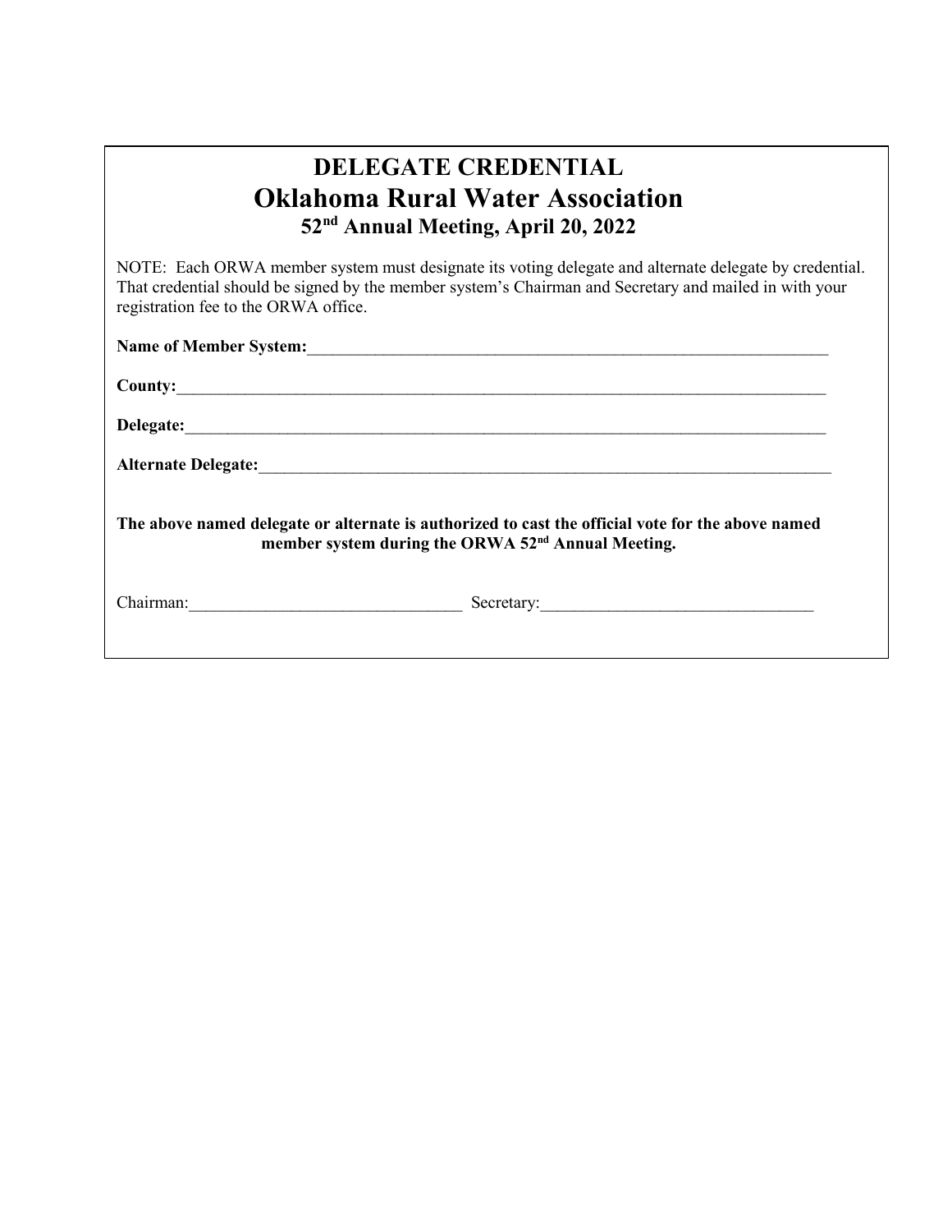# DELEGATE CREDENTIAL

## Oklahoma Rural Water Association

### 52nd Annual Meeting, April 20, 2022

NOTE: Each ORWA member system must designate its voting delegate and alternate delegate by credential. That credential should be signed by the member system's Chairman and Secretary and mailed in with your registration fee to the ORWA office.

**Name of Member System:**_______________________________________________________________

**County:**_______________________________________________________________________________

**Delegate:**_____________________________________________________________________________

**Alternate Delegate:**____________________________________________________________________

**The above named delegate or alternate is authorized to cast the official vote for the above named member system during the ORWA 52nd Annual Meeting.**

Chairman:________________________________ Secretary:________________________________